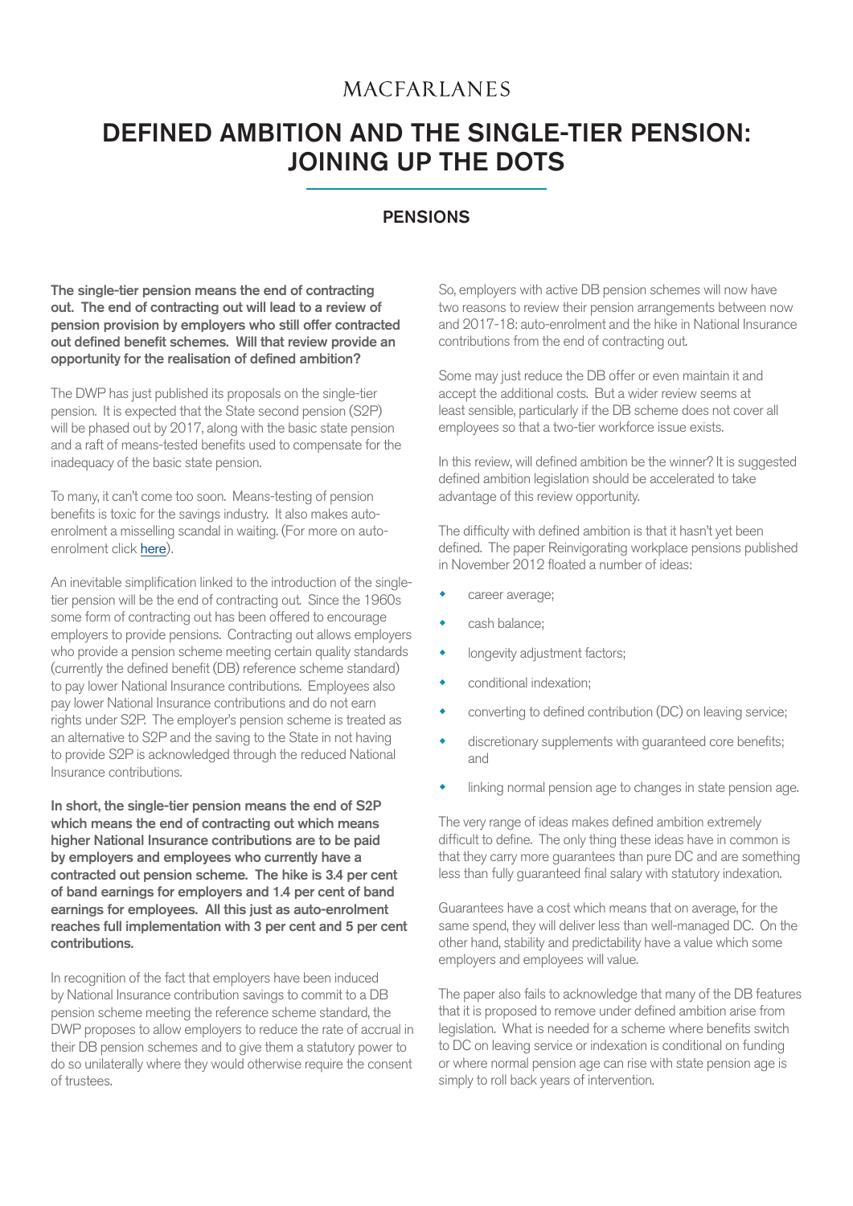MACFARLANES

# DEFINED AMBITION AND THE SINGLE-TIER PENSION: JOINING UP THE DOTS

## PENSIONS

**The single-tier pension means the end of contracting out. The end of contracting out will lead to a review of pension provision by employers who still offer contracted out defined benefit schemes. Will that review provide an opportunity for the realisation of defined ambition?**

The DWP has just published its proposals on the single-tier pension. It is expected that the State second pension (S2P) will be phased out by 2017, along with the basic state pension and a raft of means-tested benefits used to compensate for the inadequacy of the basic state pension.

To many, it can't come too soon. Means-testing of pension benefits is toxic for the savings industry. It also makes auto-enrolment a misselling scandal in waiting. (For more on auto-enrolment click here).

An inevitable simplification linked to the introduction of the single-tier pension will be the end of contracting out. Since the 1960s some form of contracting out has been offered to encourage employers to provide pensions. Contracting out allows employers who provide a pension scheme meeting certain quality standards (currently the defined benefit (DB) reference scheme standard) to pay lower National Insurance contributions. Employees also pay lower National Insurance contributions and do not earn rights under S2P. The employer's pension scheme is treated as an alternative to S2P and the saving to the State in not having to provide S2P is acknowledged through the reduced National Insurance contributions.

**In short, the single-tier pension means the end of S2P which means the end of contracting out which means higher National Insurance contributions are to be paid by employers and employees who currently have a contracted out pension scheme. The hike is 3.4 per cent of band earnings for employers and 1.4 per cent of band earnings for employees. All this just as auto-enrolment reaches full implementation with 3 per cent and 5 per cent contributions.**

In recognition of the fact that employers have been induced by National Insurance contribution savings to commit to a DB pension scheme meeting the reference scheme standard, the DWP proposes to allow employers to reduce the rate of accrual in their DB pension schemes and to give them a statutory power to do so unilaterally where they would otherwise require the consent of trustees.

So, employers with active DB pension schemes will now have two reasons to review their pension arrangements between now and 2017-18: auto-enrolment and the hike in National Insurance contributions from the end of contracting out.

Some may just reduce the DB offer or even maintain it and accept the additional costs. But a wider review seems at least sensible, particularly if the DB scheme does not cover all employees so that a two-tier workforce issue exists.

In this review, will defined ambition be the winner? It is suggested defined ambition legislation should be accelerated to take advantage of this review opportunity.

The difficulty with defined ambition is that it hasn't yet been defined. The paper Reinvigorating workplace pensions published in November 2012 floated a number of ideas:

- career average;
- cash balance;
- longevity adjustment factors;
- conditional indexation;
- converting to defined contribution (DC) on leaving service;
- discretionary supplements with guaranteed core benefits; and
- linking normal pension age to changes in state pension age.

The very range of ideas makes defined ambition extremely difficult to define. The only thing these ideas have in common is that they carry more guarantees than pure DC and are something less than fully guaranteed final salary with statutory indexation.

Guarantees have a cost which means that on average, for the same spend, they will deliver less than well-managed DC. On the other hand, stability and predictability have a value which some employers and employees will value.

The paper also fails to acknowledge that many of the DB features that it is proposed to remove under defined ambition arise from legislation. What is needed for a scheme where benefits switch to DC on leaving service or indexation is conditional on funding or where normal pension age can rise with state pension age is simply to roll back years of intervention.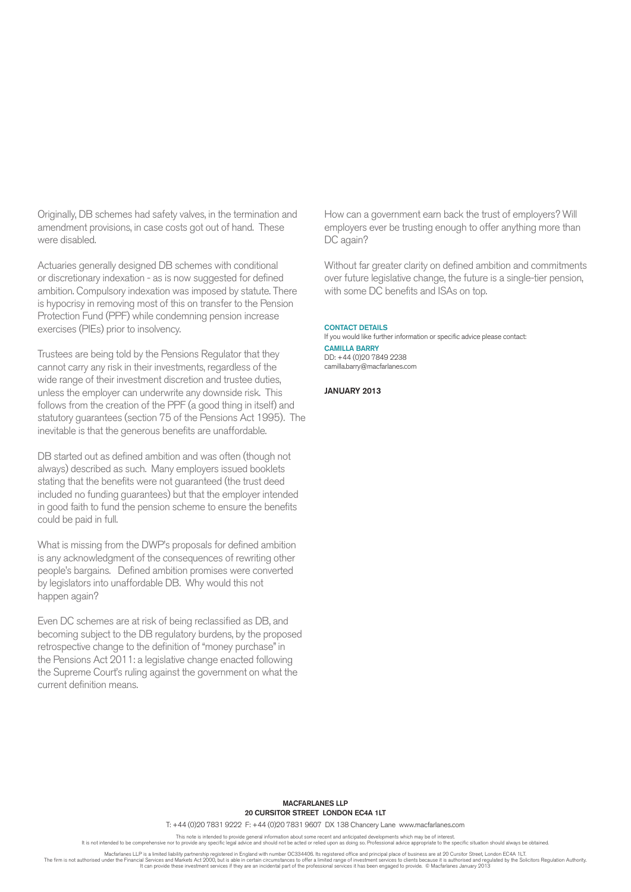Originally, DB schemes had safety valves, in the termination and amendment provisions, in case costs got out of hand. These were disabled.

Actuaries generally designed DB schemes with conditional or discretionary indexation - as is now suggested for defined ambition. Compulsory indexation was imposed by statute. There is hypocrisy in removing most of this on transfer to the Pension Protection Fund (PPF) while condemning pension increase exercises (PIEs) prior to insolvency.

Trustees are being told by the Pensions Regulator that they cannot carry any risk in their investments, regardless of the wide range of their investment discretion and trustee duties, unless the employer can underwrite any downside risk. This follows from the creation of the PPF (a good thing in itself) and statutory guarantees (section 75 of the Pensions Act 1995). The inevitable is that the generous benefits are unaffordable.

DB started out as defined ambition and was often (though not always) described as such. Many employers issued booklets stating that the benefits were not guaranteed (the trust deed included no funding guarantees) but that the employer intended in good faith to fund the pension scheme to ensure the benefits could be paid in full.

What is missing from the DWP's proposals for defined ambition is any acknowledgment of the consequences of rewriting other people's bargains. Defined ambition promises were converted by legislators into unaffordable DB. Why would this not happen again?

Even DC schemes are at risk of being reclassified as DB, and becoming subject to the DB regulatory burdens, by the proposed retrospective change to the definition of "money purchase" in the Pensions Act 2011: a legislative change enacted following the Supreme Court's ruling against the government on what the current definition means.

How can a government earn back the trust of employers? Will employers ever be trusting enough to offer anything more than DC again?

Without far greater clarity on defined ambition and commitments over future legislative change, the future is a single-tier pension, with some DC benefits and ISAs on top.

**CONTACT DETAILS**

If you would like further information or specific advice please contact:

**CAMILLA BARRY**
DD: +44 (0)20 7849 2238
camilla.barry@macfarlanes.com

**JANUARY 2013**

**MACFARLANES LLP**
**20 CURSITOR STREET LONDON EC4A 1LT**

T: +44 (0)20 7831 9222 F: +44 (0)20 7831 9607 DX 138 Chancery Lane www.macfarlanes.com

This note is intended to provide general information about some recent and anticipated developments which may be of interest.
It is not intended to be comprehensive nor to provide any specific legal advice and should not be acted or relied upon as doing so. Professional advice appropriate to the specific situation should always be obtained.

Macfarlanes LLP is a limited liability partnership registered in England with number OC334406. Its registered office and principal place of business are at 20 Cursitor Street, London EC4A 1LT.
The firm is not authorised under the Financial Services and Markets Act 2000, but is able in certain circumstances to offer a limited range of investment services to clients because it is authorised and regulated by the Solicitors Regulation Authority.
It can provide these investment services if they are an incidental part of the professional services it has been engaged to provide. © Macfarlanes January 2013